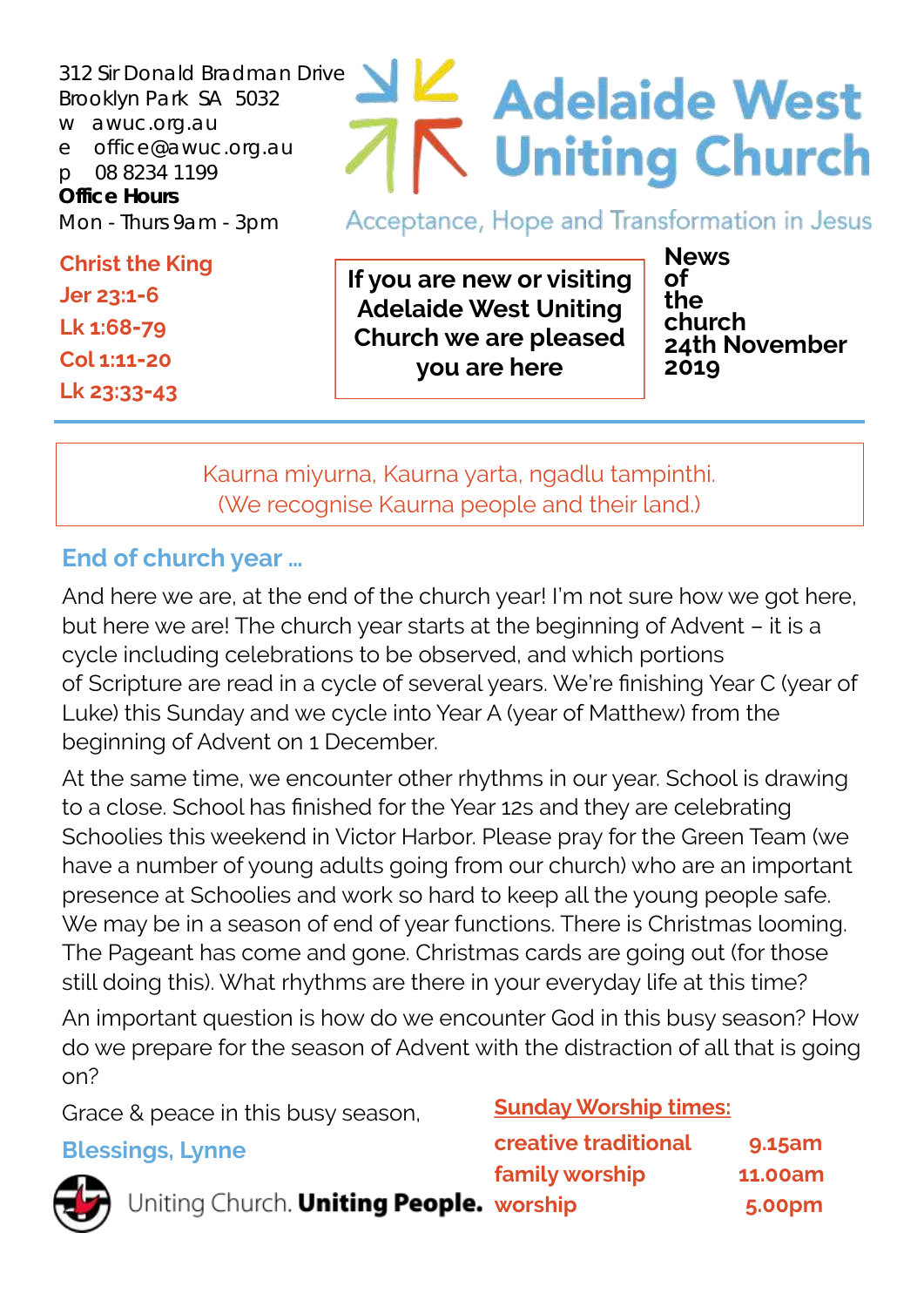312 Sir Donald Bradman Drive
Brooklyn Park SA 5032
w awuc.org.au
e office@awuc.org.au
p 08 8234 1199
**Office Hours**
Mon - Thurs 9am - 3pm

# Adelaide West Uniting Church

Acceptance, Hope and Transformation in Jesus

**Christ the King**
**Jer 23:1-6**
**Lk 1:68-79**
**Col 1:11-20**
**Lk 23:33-43**

**If you are new or visiting Adelaide West Uniting Church we are pleased you are here**

**News of the church 24th November 2019**

Kaurna miyurna, Kaurna yarta, ngadlu tampinthi.
(We recognise Kaurna people and their land.)

## End of church year …

And here we are, at the end of the church year! I'm not sure how we got here, but here we are! The church year starts at the beginning of Advent – it is a cycle including celebrations to be observed, and which portions of Scripture are read in a cycle of several years. We're finishing Year C (year of Luke) this Sunday and we cycle into Year A (year of Matthew) from the beginning of Advent on 1 December.

At the same time, we encounter other rhythms in our year. School is drawing to a close. School has finished for the Year 12s and they are celebrating Schoolies this weekend in Victor Harbor. Please pray for the Green Team (we have a number of young adults going from our church) who are an important presence at Schoolies and work so hard to keep all the young people safe. We may be in a season of end of year functions. There is Christmas looming. The Pageant has come and gone. Christmas cards are going out (for those still doing this). What rhythms are there in your everyday life at this time?

An important question is how do we encounter God in this busy season? How do we prepare for the season of Advent with the distraction of all that is going on?

Grace & peace in this busy season,

**Blessings, Lynne**

**Sunday Worship times:**

| | |
|---|---|
| **creative traditional** | **9.15am** |
| **family worship** | **11.00am** |
| **worship** | **5.00pm** |

Uniting Church. **Uniting People.**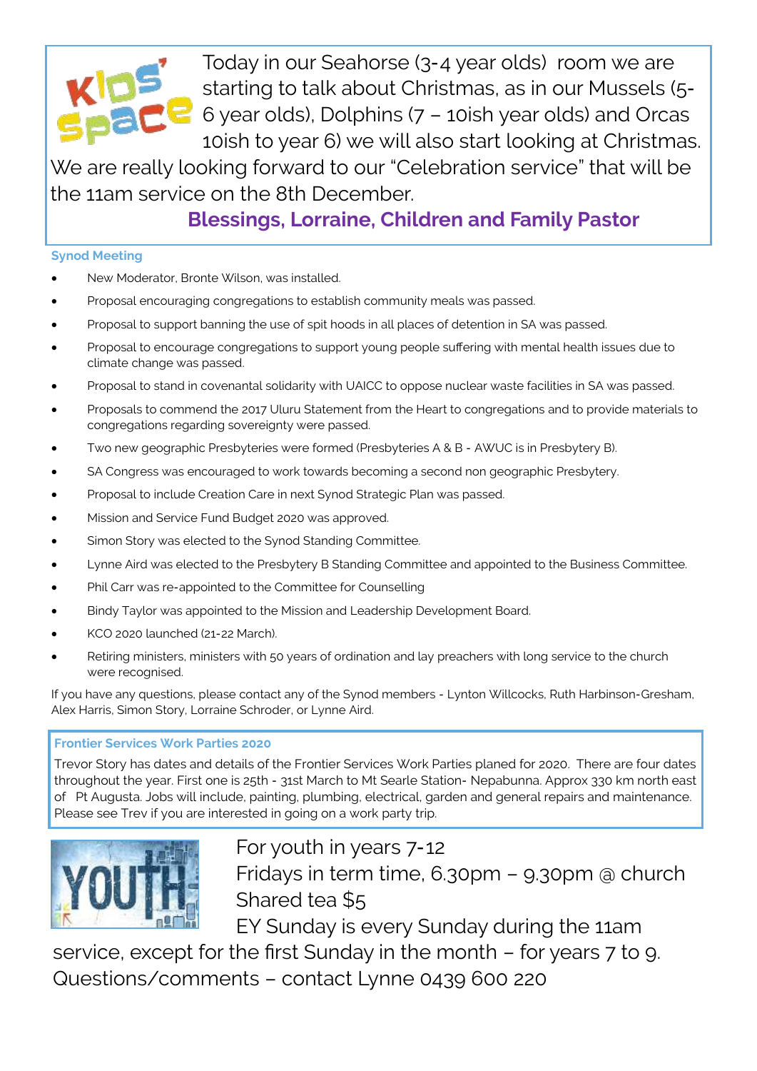Today in our Seahorse (3-4 year olds) room we are starting to talk about Christmas, as in our Mussels (5-6 year olds), Dolphins (7 – 10ish year olds) and Orcas 10ish to year 6) we will also start looking at Christmas. We are really looking forward to our "Celebration service" that will be the 11am service on the 8th December.

**Blessings, Lorraine, Children and Family Pastor**

## Synod Meeting

- New Moderator, Bronte Wilson, was installed.
- Proposal encouraging congregations to establish community meals was passed.
- Proposal to support banning the use of spit hoods in all places of detention in SA was passed.
- Proposal to encourage congregations to support young people suffering with mental health issues due to climate change was passed.
- Proposal to stand in covenantal solidarity with UAICC to oppose nuclear waste facilities in SA was passed.
- Proposals to commend the 2017 Uluru Statement from the Heart to congregations and to provide materials to congregations regarding sovereignty were passed.
- Two new geographic Presbyteries were formed (Presbyteries A & B - AWUC is in Presbytery B).
- SA Congress was encouraged to work towards becoming a second non geographic Presbytery.
- Proposal to include Creation Care in next Synod Strategic Plan was passed.
- Mission and Service Fund Budget 2020 was approved.
- Simon Story was elected to the Synod Standing Committee.
- Lynne Aird was elected to the Presbytery B Standing Committee and appointed to the Business Committee.
- Phil Carr was re-appointed to the Committee for Counselling
- Bindy Taylor was appointed to the Mission and Leadership Development Board.
- KCO 2020 launched (21-22 March).
- Retiring ministers, ministers with 50 years of ordination and lay preachers with long service to the church were recognised.

If you have any questions, please contact any of the Synod members - Lynton Willcocks, Ruth Harbinson-Gresham, Alex Harris, Simon Story, Lorraine Schroder, or Lynne Aird.

## Frontier Services Work Parties 2020

Trevor Story has dates and details of the Frontier Services Work Parties planed for 2020. There are four dates throughout the year. First one is 25th - 31st March to Mt Searle Station- Nepabunna. Approx 330 km north east of Pt Augusta. Jobs will include, painting, plumbing, electrical, garden and general repairs and maintenance. Please see Trev if you are interested in going on a work party trip.

For youth in years 7-12
Fridays in term time, 6.30pm – 9.30pm @ church
Shared tea $5
EY Sunday is every Sunday during the 11am service, except for the first Sunday in the month – for years 7 to 9.
Questions/comments – contact Lynne 0439 600 220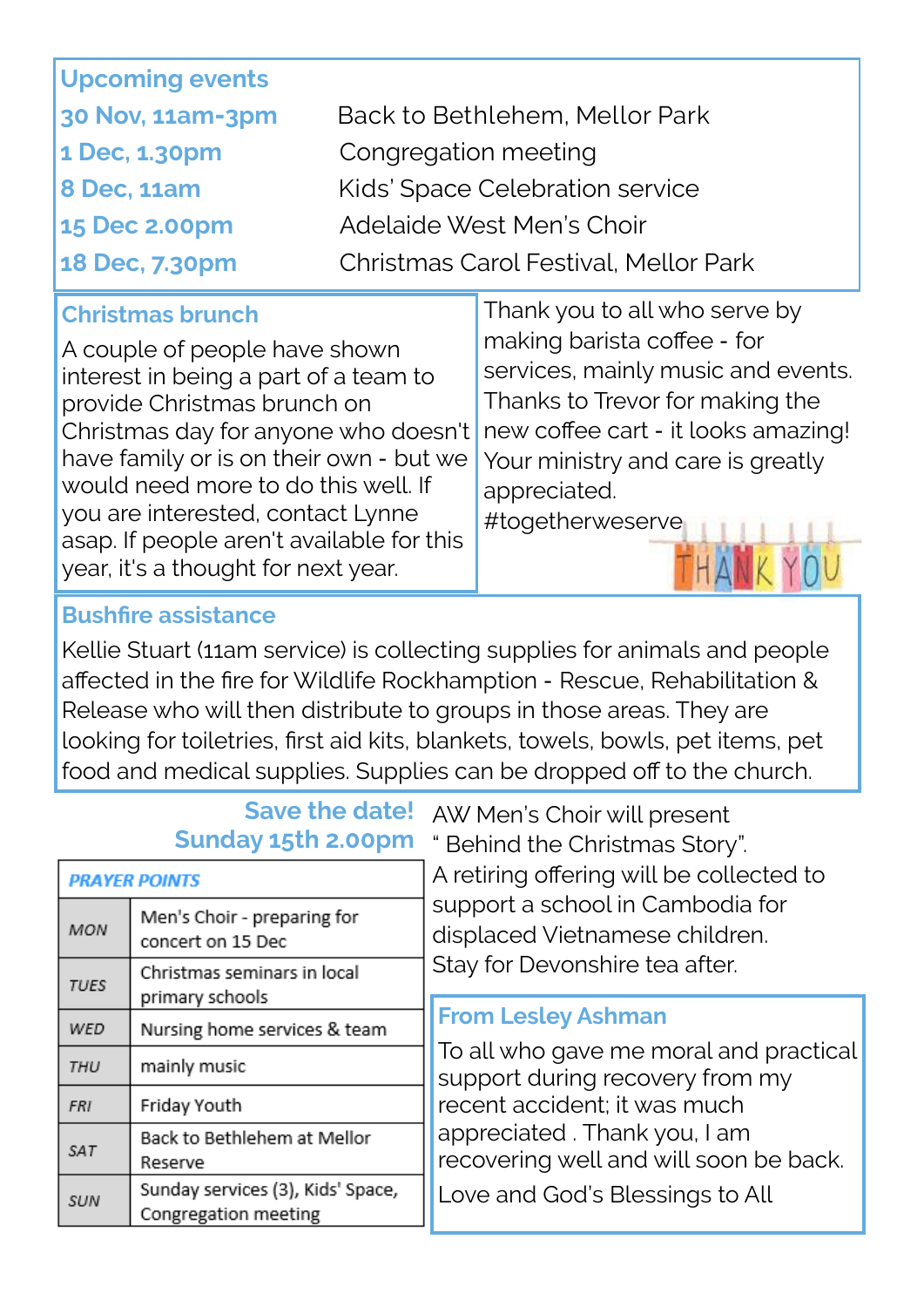## Upcoming events

| | |
|---|---|
| **30 Nov, 11am-3pm** | Back to Bethlehem, Mellor Park |
| **1 Dec, 1.30pm** | Congregation meeting |
| **8 Dec, 11am** | Kids' Space Celebration service |
| **15 Dec 2.00pm** | Adelaide West Men's Choir |
| **18 Dec, 7.30pm** | Christmas Carol Festival, Mellor Park |

## Christmas brunch

A couple of people have shown interest in being a part of a team to provide Christmas brunch on Christmas day for anyone who doesn't have family or is on their own - but we would need more to do this well. If you are interested, contact Lynne asap. If people aren't available for this year, it's a thought for next year.

Thank you to all who serve by making barista coffee - for services, mainly music and events. Thanks to Trevor for making the new coffee cart - it looks amazing! Your ministry and care is greatly appreciated.
#togetherweserve

## Bushfire assistance

Kellie Stuart (11am service) is collecting supplies for animals and people affected in the fire for Wildlife Rockhamption - Rescue, Rehabilitation & Release who will then distribute to groups in those areas. They are looking for toiletries, first aid kits, blankets, towels, bowls, pet items, pet food and medical supplies. Supplies can be dropped off to the church.

## Save the date!
## Sunday 15th 2.00pm

AW Men's Choir will present " Behind the Christmas Story". A retiring offering will be collected to support a school in Cambodia for displaced Vietnamese children. Stay for Devonshire tea after.

| **PRAYER POINTS** | |
|---|---|
| MON | Men's Choir - preparing for concert on 15 Dec |
| TUES | Christmas seminars in local primary schools |
| WED | Nursing home services & team |
| THU | mainly music |
| FRI | Friday Youth |
| SAT | Back to Bethlehem at Mellor Reserve |
| SUN | Sunday services (3), Kids' Space, Congregation meeting |

## From Lesley Ashman

To all who gave me moral and practical support during recovery from my recent accident; it was much appreciated . Thank you, I am recovering well and will soon be back.

Love and God's Blessings to All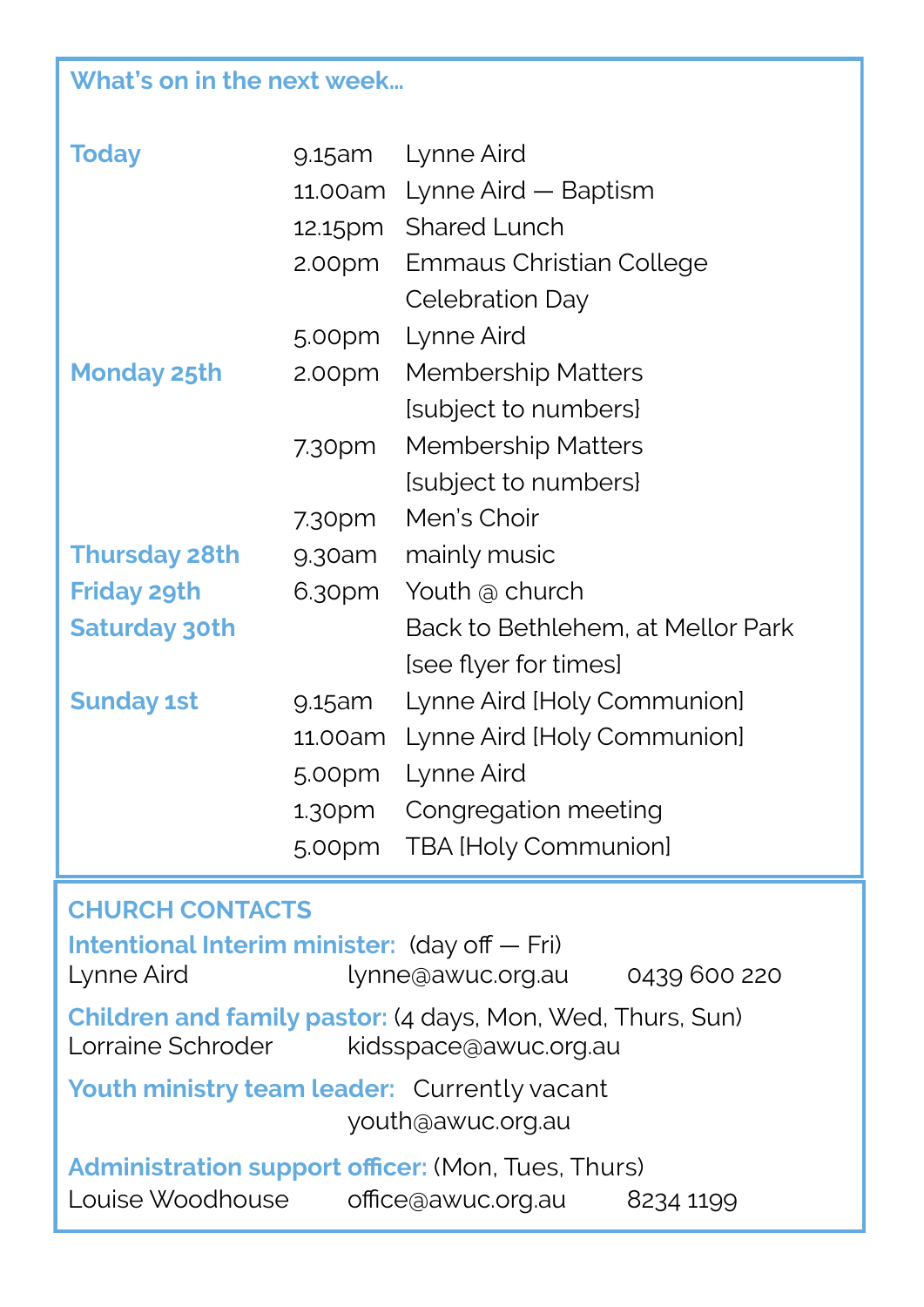## What's on in the next week...

| | | |
|---|---|---|
| **Today** | 9.15am | Lynne Aird |
| | 11.00am | Lynne Aird — Baptism |
| | 12.15pm | Shared Lunch |
| | 2.00pm | Emmaus Christian College Celebration Day |
| | 5.00pm | Lynne Aird |
| **Monday 25th** | 2.00pm | Membership Matters [subject to numbers} |
| | 7.30pm | Membership Matters [subject to numbers} |
| | 7.30pm | Men's Choir |
| **Thursday 28th** | 9.30am | mainly music |
| **Friday 29th** | 6.30pm | Youth @ church |
| **Saturday 30th** | | Back to Bethlehem, at Mellor Park [see flyer for times] |
| **Sunday 1st** | 9.15am | Lynne Aird [Holy Communion] |
| | 11.00am | Lynne Aird [Holy Communion] |
| | 5.00pm | Lynne Aird |
| | 1.30pm | Congregation meeting |
| | 5.00pm | TBA [Holy Communion] |

## CHURCH CONTACTS

**Intentional Interim minister:** (day off — Fri)
Lynne Aird lynne@awuc.org.au 0439 600 220

**Children and family pastor:** (4 days, Mon, Wed, Thurs, Sun)
Lorraine Schroder kidsspace@awuc.org.au

**Youth ministry team leader:** Currently vacant
youth@awuc.org.au

**Administration support officer:** (Mon, Tues, Thurs)
Louise Woodhouse office@awuc.org.au 8234 1199